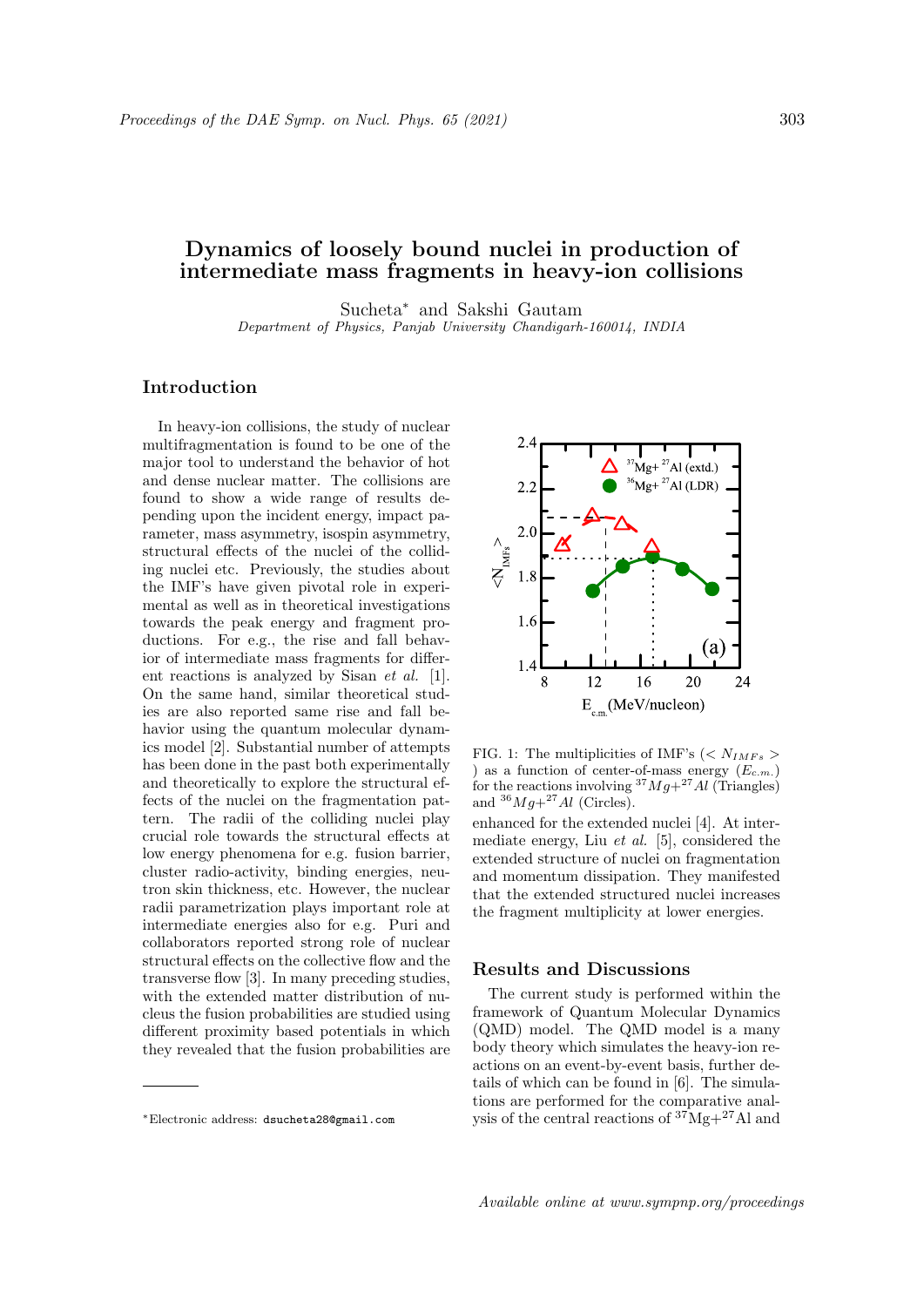# Dynamics of loosely bound nuclei in production of intermediate mass fragments in heavy-ion collisions

Sucheta[*] and Sakshi Gautam
*Department of Physics, Panjab University Chandigarh-160014, INDIA*

## Introduction

In heavy-ion collisions, the study of nuclear multifragmentation is found to be one of the major tool to understand the behavior of hot and dense nuclear matter. The collisions are found to show a wide range of results depending upon the incident energy, impact parameter, mass asymmetry, isospin asymmetry, structural effects of the nuclei of the colliding nuclei etc. Previously, the studies about the IMF's have given pivotal role in experimental as well as in theoretical investigations towards the peak energy and fragment productions. For e.g., the rise and fall behavior of intermediate mass fragments for different reactions is analyzed by Sisan *et al.* [1]. On the same hand, similar theoretical studies are also reported same rise and fall behavior using the quantum molecular dynamics model [2]. Substantial number of attempts has been done in the past both experimentally and theoretically to explore the structural effects of the nuclei on the fragmentation pattern. The radii of the colliding nuclei play crucial role towards the structural effects at low energy phenomena for e.g. fusion barrier, cluster radio-activity, binding energies, neutron skin thickness, etc. However, the nuclear radii parametrization plays important role at intermediate energies also for e.g. Puri and collaborators reported strong role of nuclear structural effects on the collective flow and the transverse flow [3]. In many preceding studies, with the extended matter distribution of nucleus the fusion probabilities are studied using different proximity based potentials in which they revealed that the fusion probabilities are enhanced for the extended nuclei [4]. At intermediate energy, Liu *et al.* [5], considered the extended structure of nuclei on fragmentation and momentum dissipation. They manifested that the extended structured nuclei increases the fragment multiplicity at lower energies.

FIG. 1: The multiplicities of IMF's ($< N_{IMFs} >$) as a function of center-of-mass energy ($E_{c.m.}$) for the reactions involving $^{37}Mg$+$^{27}Al$ (Triangles) and $^{36}Mg$+$^{27}Al$ (Circles).

## Results and Discussions

The current study is performed within the framework of Quantum Molecular Dynamics (QMD) model. The QMD model is a many body theory which simulates the heavy-ion reactions on an event-by-event basis, further details of which can be found in [6]. The simulations are performed for the comparative analysis of the central reactions of $^{37}$Mg+$^{27}$Al and

[*]Electronic address: dsucheta28@gmail.com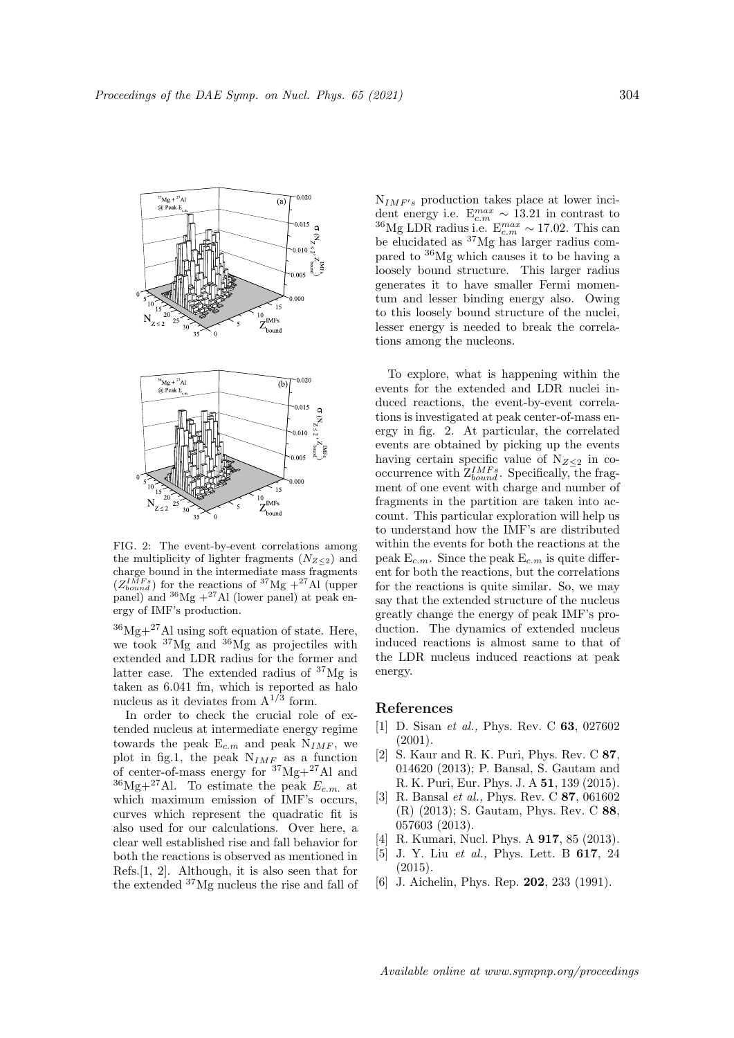(a)

$^{37}$Mg + $^{27}$Al
@ Peak E$_{c.m.}$

0.020
0.015
0.010
0.005
0.000

$\sigma$ ($N_{Z\leq 2}$, $Z^{IMFs}_{bound}$)

5
10
15
20
25
30
35

$N_{Z\leq 2}$

0
5
10
15

$Z^{IMFs}_{bound}$

(b)

$^{36}$Mg + $^{27}$Al
@ Peak E$_{c.m.}$

0.020
0.015
0.010
0.005
0.000

$\sigma$ ($N_{Z\leq 2}$, $Z^{IMFs}_{bound}$)

0
5
10
15
20
25
30
35

$N_{Z\leq 2}$

0
5
10
15

$Z^{IMFs}_{bound}$

FIG. 2: The event-by-event correlations among the multiplicity of lighter fragments ($N_{Z\leq2}$) and charge bound in the intermediate mass fragments ($Z^{IMFs}_{bound}$) for the reactions of $^{37}$Mg +$^{27}$Al (upper panel) and $^{36}$Mg +$^{27}$Al (lower panel) at peak energy of IMF's production.

$^{36}$Mg+$^{27}$Al using soft equation of state. Here, we took $^{37}$Mg and $^{36}$Mg as projectiles with extended and LDR radius for the former and latter case. The extended radius of $^{37}$Mg is taken as 6.041 fm, which is reported as halo nucleus as it deviates from $A^{1/3}$ form.

In order to check the crucial role of extended nucleus at intermediate energy regime towards the peak $E_{c.m}$ and peak $N_{IMF}$, we plot in fig.1, the peak $N_{IMF}$ as a function of center-of-mass energy for $^{37}$Mg+$^{27}$Al and $^{36}$Mg+$^{27}$Al. To estimate the peak $E_{c.m.}$ at which maximum emission of IMF's occurs, curves which represent the quadratic fit is also used for our calculations. Over here, a clear well established rise and fall behavior for both the reactions is observed as mentioned in Refs.[1, 2]. Although, it is also seen that for the extended $^{37}$Mg nucleus the rise and fall of $N_{IMF's}$ production takes place at lower incident energy i.e. $E^{max}_{c.m} \sim 13.21$ in contrast to $^{36}$Mg LDR radius i.e. $E^{max}_{c.m} \sim 17.02$. This can be elucidated as $^{37}$Mg has larger radius compared to $^{36}$Mg which causes it to be having a loosely bound structure. This larger radius generates it to have smaller Fermi momentum and lesser binding energy also. Owing to this loosely bound structure of the nuclei, lesser energy is needed to break the correlations among the nucleons.

To explore, what is happening within the events for the extended and LDR nuclei induced reactions, the event-by-event correlations is investigated at peak center-of-mass energy in fig. 2. At particular, the correlated events are obtained by picking up the events having certain specific value of $N_{Z\leq2}$ in co-occurrence with $Z^{IMFs}_{bound}$. Specifically, the fragment of one event with charge and number of fragments in the partition are taken into account. This particular exploration will help us to understand how the IMF's are distributed within the events for both the reactions at the peak $E_{c.m}$. Since the peak $E_{c.m}$ is quite different for both the reactions, but the correlations for the reactions is quite similar. So, we may say that the extended structure of the nucleus greatly change the energy of peak IMF's production. The dynamics of extended nucleus induced reactions is almost same to that of the LDR nucleus induced reactions at peak energy.

## References

[1] D. Sisan *et al.,* Phys. Rev. C **63**, 027602 (2001).

[2] S. Kaur and R. K. Puri, Phys. Rev. C **87**, 014620 (2013); P. Bansal, S. Gautam and R. K. Puri, Eur. Phys. J. A **51**, 139 (2015).

[3] R. Bansal *et al.,* Phys. Rev. C **87**, 061602 (R) (2013); S. Gautam, Phys. Rev. C **88**, 057603 (2013).

[4] R. Kumari, Nucl. Phys. A **917**, 85 (2013).

[5] J. Y. Liu *et al.,* Phys. Lett. B **617**, 24 (2015).

[6] J. Aichelin, Phys. Rep. **202**, 233 (1991).